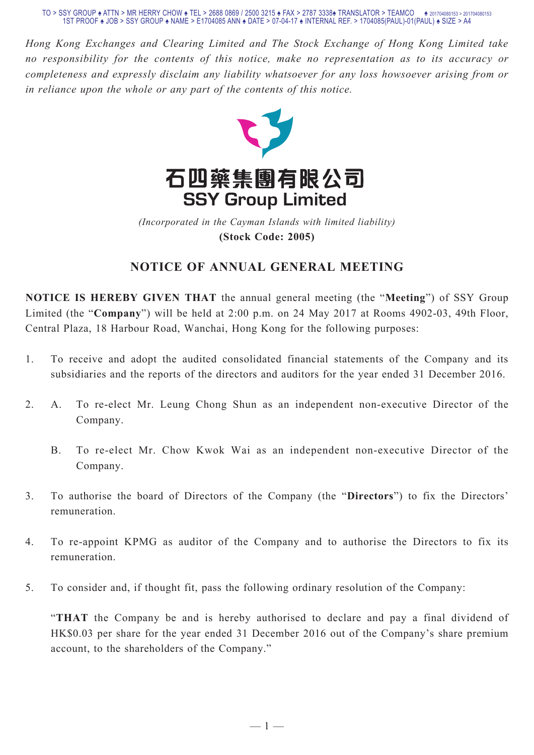*Hong Kong Exchanges and Clearing Limited and The Stock Exchange of Hong Kong Limited take no responsibility for the contents of this notice, make no representation as to its accuracy or completeness and expressly disclaim any liability whatsoever for any loss howsoever arising from or in reliance upon the whole or any part of the contents of this notice.*

# 石四藥集團有限公司
# SSY Group Limited

*(Incorporated in the Cayman Islands with limited liability)*

**(Stock Code: 2005)**

## NOTICE OF ANNUAL GENERAL MEETING

**NOTICE IS HEREBY GIVEN THAT** the annual general meeting (the "**Meeting**") of SSY Group Limited (the "**Company**") will be held at 2:00 p.m. on 24 May 2017 at Rooms 4902-03, 49th Floor, Central Plaza, 18 Harbour Road, Wanchai, Hong Kong for the following purposes:

1. To receive and adopt the audited consolidated financial statements of the Company and its subsidiaries and the reports of the directors and auditors for the year ended 31 December 2016.

2. A. To re-elect Mr. Leung Chong Shun as an independent non-executive Director of the Company.

   B. To re-elect Mr. Chow Kwok Wai as an independent non-executive Director of the Company.

3. To authorise the board of Directors of the Company (the "**Directors**") to fix the Directors' remuneration.

4. To re-appoint KPMG as auditor of the Company and to authorise the Directors to fix its remuneration.

5. To consider and, if thought fit, pass the following ordinary resolution of the Company:

   "**THAT** the Company be and is hereby authorised to declare and pay a final dividend of HK$0.03 per share for the year ended 31 December 2016 out of the Company's share premium account, to the shareholders of the Company."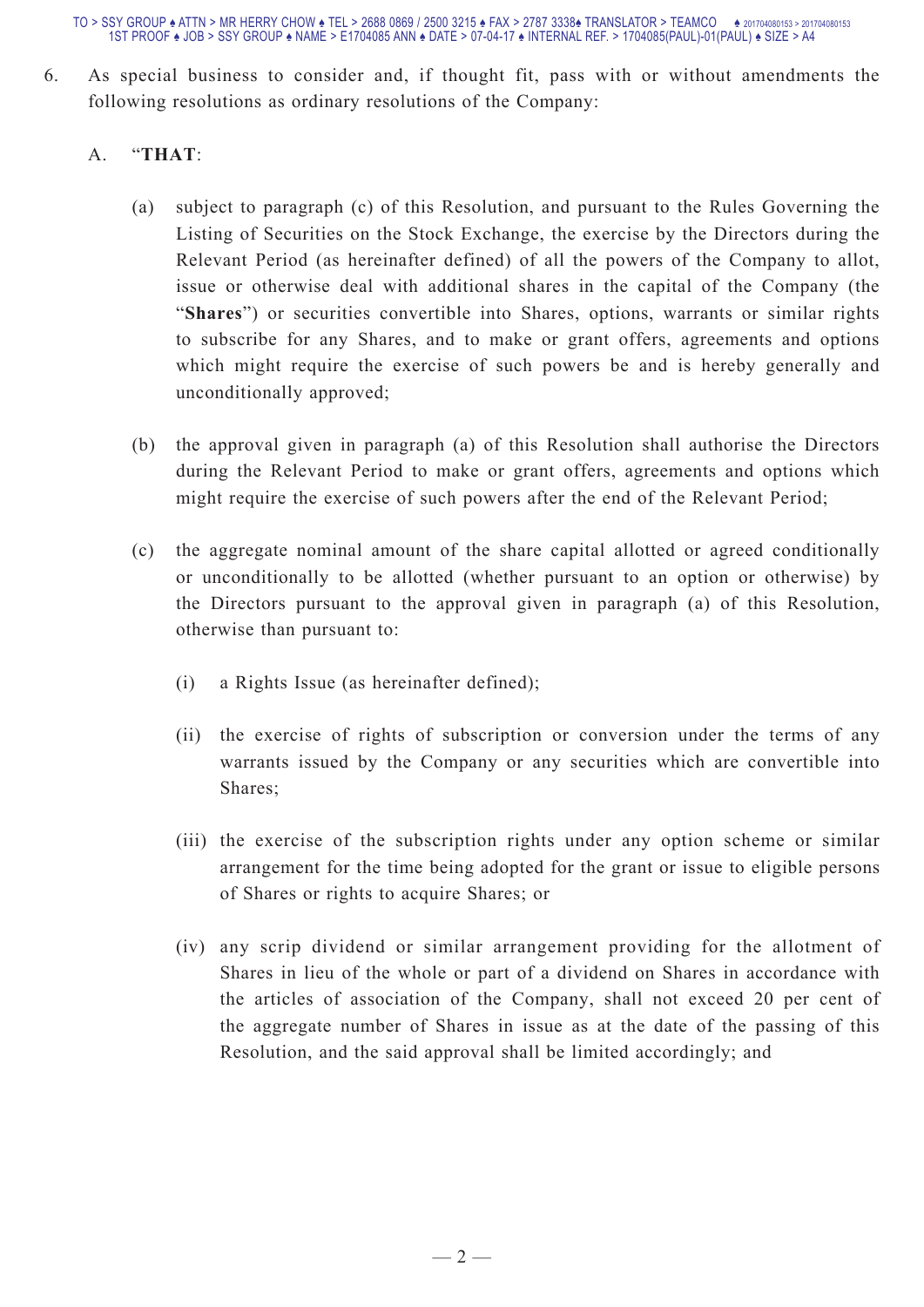6. As special business to consider and, if thought fit, pass with or without amendments the following resolutions as ordinary resolutions of the Company:

   A. "**THAT**:

      (a) subject to paragraph (c) of this Resolution, and pursuant to the Rules Governing the Listing of Securities on the Stock Exchange, the exercise by the Directors during the Relevant Period (as hereinafter defined) of all the powers of the Company to allot, issue or otherwise deal with additional shares in the capital of the Company (the "**Shares**") or securities convertible into Shares, options, warrants or similar rights to subscribe for any Shares, and to make or grant offers, agreements and options which might require the exercise of such powers be and is hereby generally and unconditionally approved;

      (b) the approval given in paragraph (a) of this Resolution shall authorise the Directors during the Relevant Period to make or grant offers, agreements and options which might require the exercise of such powers after the end of the Relevant Period;

      (c) the aggregate nominal amount of the share capital allotted or agreed conditionally or unconditionally to be allotted (whether pursuant to an option or otherwise) by the Directors pursuant to the approval given in paragraph (a) of this Resolution, otherwise than pursuant to:

         (i) a Rights Issue (as hereinafter defined);

         (ii) the exercise of rights of subscription or conversion under the terms of any warrants issued by the Company or any securities which are convertible into Shares;

         (iii) the exercise of the subscription rights under any option scheme or similar arrangement for the time being adopted for the grant or issue to eligible persons of Shares or rights to acquire Shares; or

         (iv) any scrip dividend or similar arrangement providing for the allotment of Shares in lieu of the whole or part of a dividend on Shares in accordance with the articles of association of the Company, shall not exceed 20 per cent of the aggregate number of Shares in issue as at the date of the passing of this Resolution, and the said approval shall be limited accordingly; and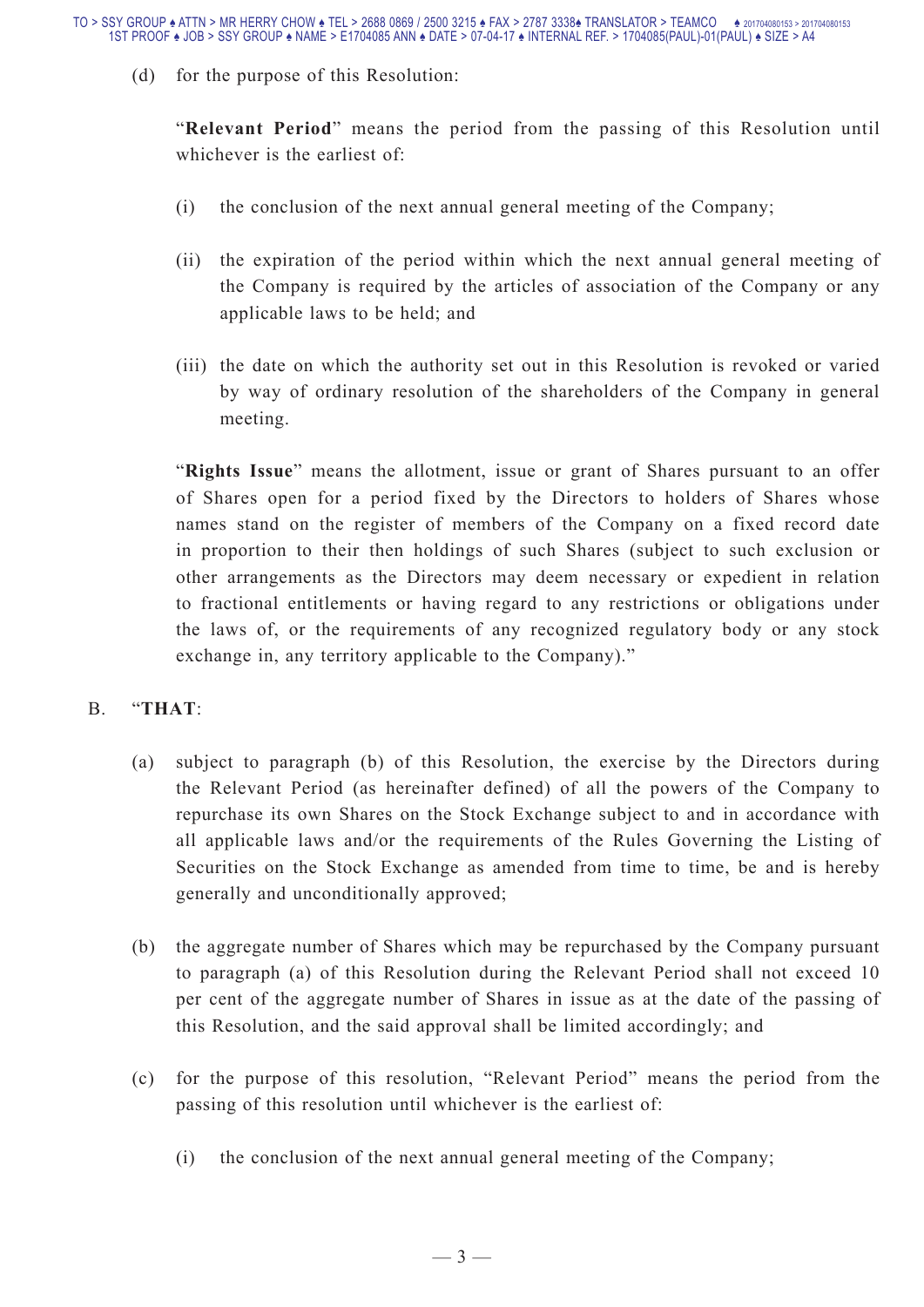(d) for the purpose of this Resolution:

"**Relevant Period**" means the period from the passing of this Resolution until whichever is the earliest of:

(i) the conclusion of the next annual general meeting of the Company;

(ii) the expiration of the period within which the next annual general meeting of the Company is required by the articles of association of the Company or any applicable laws to be held; and

(iii) the date on which the authority set out in this Resolution is revoked or varied by way of ordinary resolution of the shareholders of the Company in general meeting.

"**Rights Issue**" means the allotment, issue or grant of Shares pursuant to an offer of Shares open for a period fixed by the Directors to holders of Shares whose names stand on the register of members of the Company on a fixed record date in proportion to their then holdings of such Shares (subject to such exclusion or other arrangements as the Directors may deem necessary or expedient in relation to fractional entitlements or having regard to any restrictions or obligations under the laws of, or the requirements of any recognized regulatory body or any stock exchange in, any territory applicable to the Company)."

B. "**THAT**:

(a) subject to paragraph (b) of this Resolution, the exercise by the Directors during the Relevant Period (as hereinafter defined) of all the powers of the Company to repurchase its own Shares on the Stock Exchange subject to and in accordance with all applicable laws and/or the requirements of the Rules Governing the Listing of Securities on the Stock Exchange as amended from time to time, be and is hereby generally and unconditionally approved;

(b) the aggregate number of Shares which may be repurchased by the Company pursuant to paragraph (a) of this Resolution during the Relevant Period shall not exceed 10 per cent of the aggregate number of Shares in issue as at the date of the passing of this Resolution, and the said approval shall be limited accordingly; and

(c) for the purpose of this resolution, "Relevant Period" means the period from the passing of this resolution until whichever is the earliest of:

(i) the conclusion of the next annual general meeting of the Company;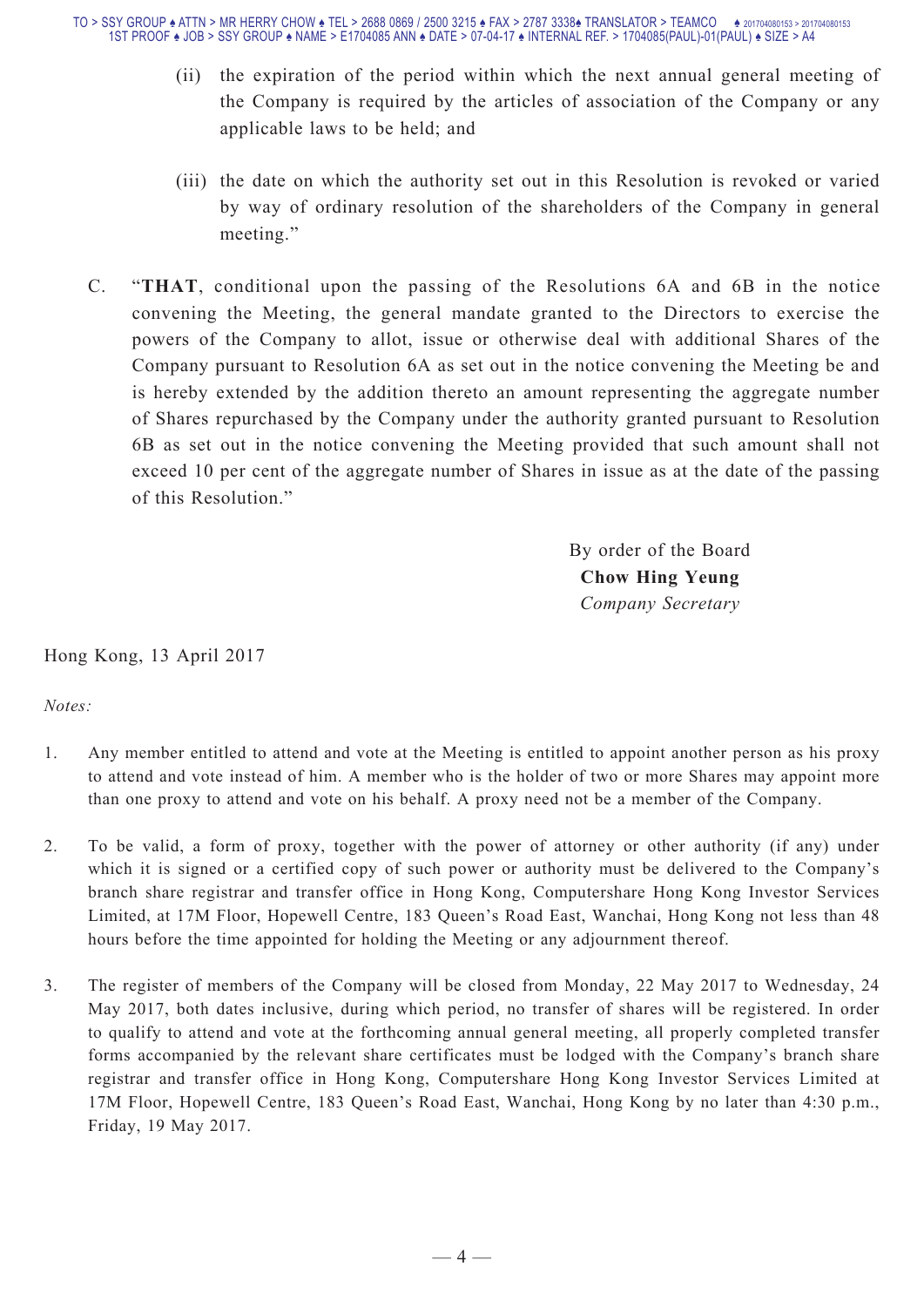(ii) the expiration of the period within which the next annual general meeting of the Company is required by the articles of association of the Company or any applicable laws to be held; and

(iii) the date on which the authority set out in this Resolution is revoked or varied by way of ordinary resolution of the shareholders of the Company in general meeting."

C. "**THAT**, conditional upon the passing of the Resolutions 6A and 6B in the notice convening the Meeting, the general mandate granted to the Directors to exercise the powers of the Company to allot, issue or otherwise deal with additional Shares of the Company pursuant to Resolution 6A as set out in the notice convening the Meeting be and is hereby extended by the addition thereto an amount representing the aggregate number of Shares repurchased by the Company under the authority granted pursuant to Resolution 6B as set out in the notice convening the Meeting provided that such amount shall not exceed 10 per cent of the aggregate number of Shares in issue as at the date of the passing of this Resolution."

By order of the Board
**Chow Hing Yeung**
*Company Secretary*

Hong Kong, 13 April 2017

*Notes:*

1. Any member entitled to attend and vote at the Meeting is entitled to appoint another person as his proxy to attend and vote instead of him. A member who is the holder of two or more Shares may appoint more than one proxy to attend and vote on his behalf. A proxy need not be a member of the Company.

2. To be valid, a form of proxy, together with the power of attorney or other authority (if any) under which it is signed or a certified copy of such power or authority must be delivered to the Company's branch share registrar and transfer office in Hong Kong, Computershare Hong Kong Investor Services Limited, at 17M Floor, Hopewell Centre, 183 Queen's Road East, Wanchai, Hong Kong not less than 48 hours before the time appointed for holding the Meeting or any adjournment thereof.

3. The register of members of the Company will be closed from Monday, 22 May 2017 to Wednesday, 24 May 2017, both dates inclusive, during which period, no transfer of shares will be registered. In order to qualify to attend and vote at the forthcoming annual general meeting, all properly completed transfer forms accompanied by the relevant share certificates must be lodged with the Company's branch share registrar and transfer office in Hong Kong, Computershare Hong Kong Investor Services Limited at 17M Floor, Hopewell Centre, 183 Queen's Road East, Wanchai, Hong Kong by no later than 4:30 p.m., Friday, 19 May 2017.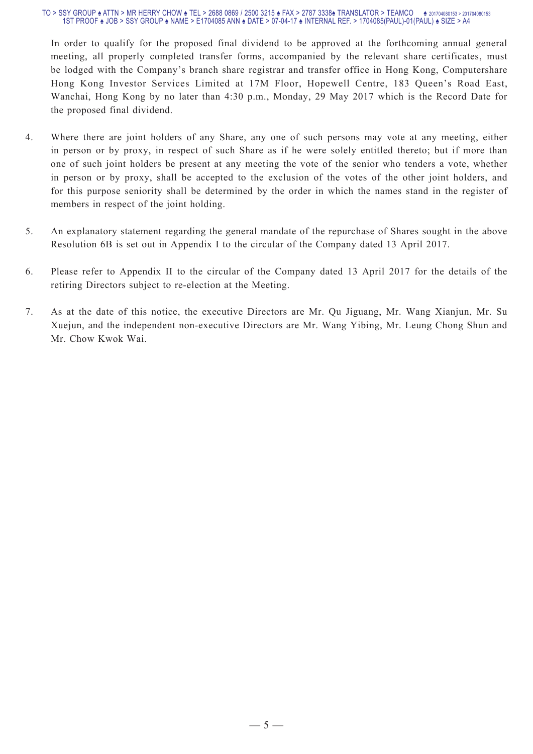In order to qualify for the proposed final dividend to be approved at the forthcoming annual general meeting, all properly completed transfer forms, accompanied by the relevant share certificates, must be lodged with the Company's branch share registrar and transfer office in Hong Kong, Computershare Hong Kong Investor Services Limited at 17M Floor, Hopewell Centre, 183 Queen's Road East, Wanchai, Hong Kong by no later than 4:30 p.m., Monday, 29 May 2017 which is the Record Date for the proposed final dividend.

4. Where there are joint holders of any Share, any one of such persons may vote at any meeting, either in person or by proxy, in respect of such Share as if he were solely entitled thereto; but if more than one of such joint holders be present at any meeting the vote of the senior who tenders a vote, whether in person or by proxy, shall be accepted to the exclusion of the votes of the other joint holders, and for this purpose seniority shall be determined by the order in which the names stand in the register of members in respect of the joint holding.

5. An explanatory statement regarding the general mandate of the repurchase of Shares sought in the above Resolution 6B is set out in Appendix I to the circular of the Company dated 13 April 2017.

6. Please refer to Appendix II to the circular of the Company dated 13 April 2017 for the details of the retiring Directors subject to re-election at the Meeting.

7. As at the date of this notice, the executive Directors are Mr. Qu Jiguang, Mr. Wang Xianjun, Mr. Su Xuejun, and the independent non-executive Directors are Mr. Wang Yibing, Mr. Leung Chong Shun and Mr. Chow Kwok Wai.